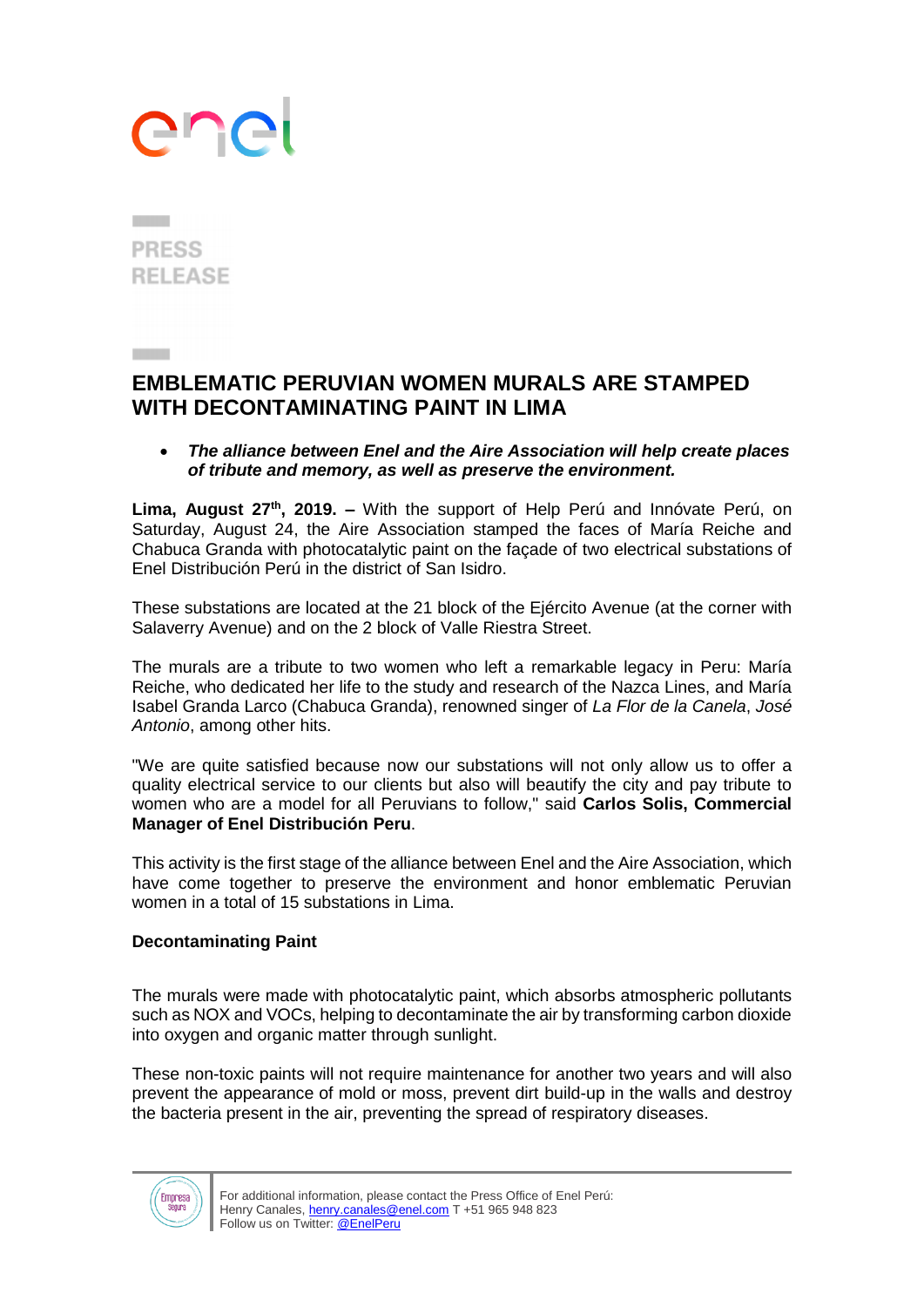PRESS RELEASE

# EMBLEMATIC PERUVIAN WOMEN MURALS ARE STAMPED WITH DECONTAMINATING PAINT IN LIMA

- ***The alliance between Enel and the Aire Association will help create places of tribute and memory, as well as preserve the environment.***

**Lima, August 27th, 2019. –** With the support of Help Perú and Innóvate Perú, on Saturday, August 24, the Aire Association stamped the faces of María Reiche and Chabuca Granda with photocatalytic paint on the façade of two electrical substations of Enel Distribución Perú in the district of San Isidro.

These substations are located at the 21 block of the Ejército Avenue (at the corner with Salaverry Avenue) and on the 2 block of Valle Riestra Street.

The murals are a tribute to two women who left a remarkable legacy in Peru: María Reiche, who dedicated her life to the study and research of the Nazca Lines, and María Isabel Granda Larco (Chabuca Granda), renowned singer of *La Flor de la Canela*, *José Antonio*, among other hits.

"We are quite satisfied because now our substations will not only allow us to offer a quality electrical service to our clients but also will beautify the city and pay tribute to women who are a model for all Peruvians to follow," said **Carlos Solis, Commercial Manager of Enel Distribución Peru**.

This activity is the first stage of the alliance between Enel and the Aire Association, which have come together to preserve the environment and honor emblematic Peruvian women in a total of 15 substations in Lima.

**Decontaminating Paint**

The murals were made with photocatalytic paint, which absorbs atmospheric pollutants such as NOX and VOCs, helping to decontaminate the air by transforming carbon dioxide into oxygen and organic matter through sunlight.

These non-toxic paints will not require maintenance for another two years and will also prevent the appearance of mold or moss, prevent dirt build-up in the walls and destroy the bacteria present in the air, preventing the spread of respiratory diseases.

For additional information, please contact the Press Office of Enel Perú:
Henry Canales, henry.canales@enel.com T +51 965 948 823
Follow us on Twitter: @EnelPeru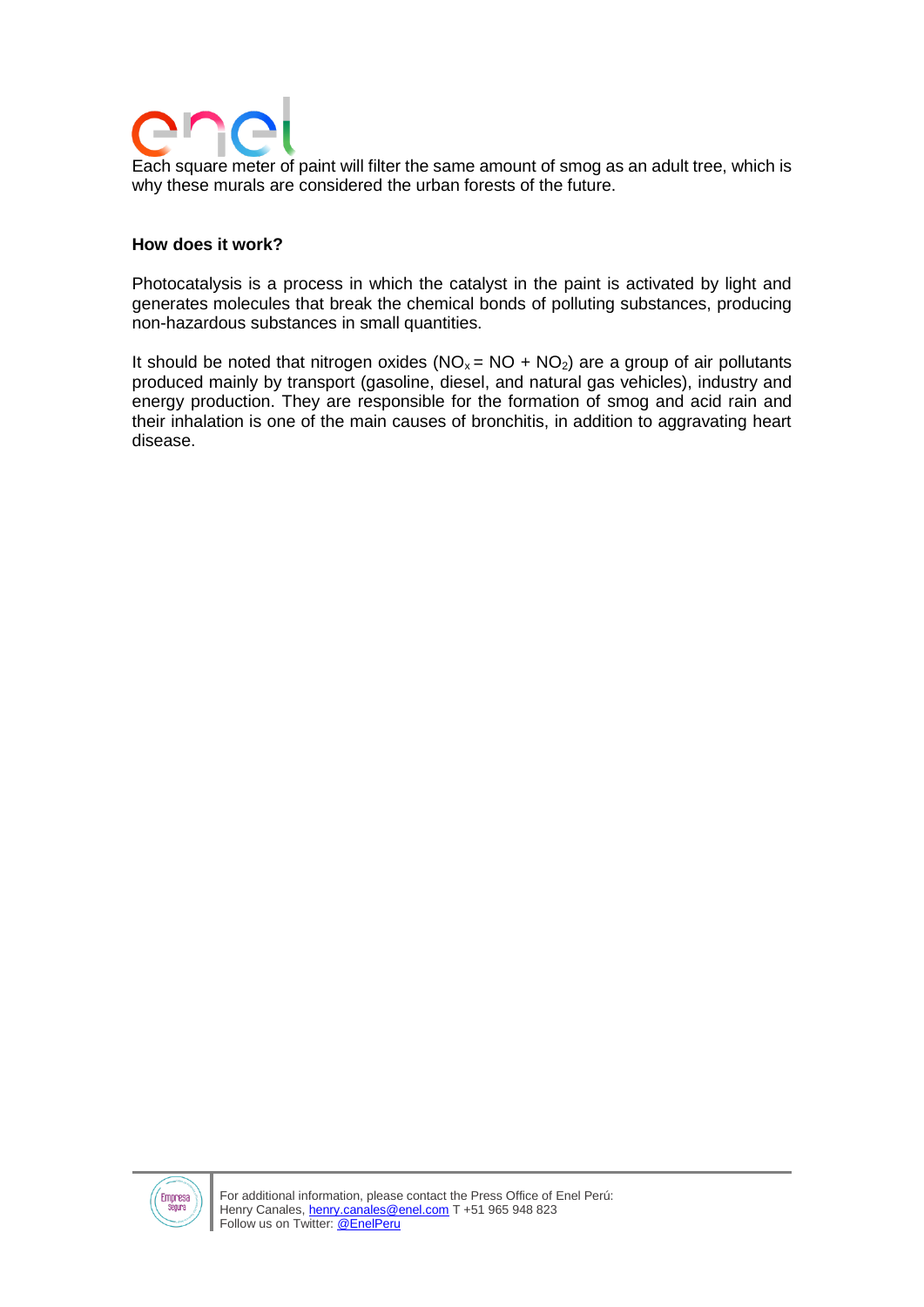Each square meter of paint will filter the same amount of smog as an adult tree, which is why these murals are considered the urban forests of the future.

**How does it work?**

Photocatalysis is a process in which the catalyst in the paint is activated by light and generates molecules that break the chemical bonds of polluting substances, producing non-hazardous substances in small quantities.

It should be noted that nitrogen oxides ($NO_x = NO + NO_2$) are a group of air pollutants produced mainly by transport (gasoline, diesel, and natural gas vehicles), industry and energy production. They are responsible for the formation of smog and acid rain and their inhalation is one of the main causes of bronchitis, in addition to aggravating heart disease.

For additional information, please contact the Press Office of Enel Perú:
Henry Canales, henry.canales@enel.com T +51 965 948 823
Follow us on Twitter: @EnelPeru